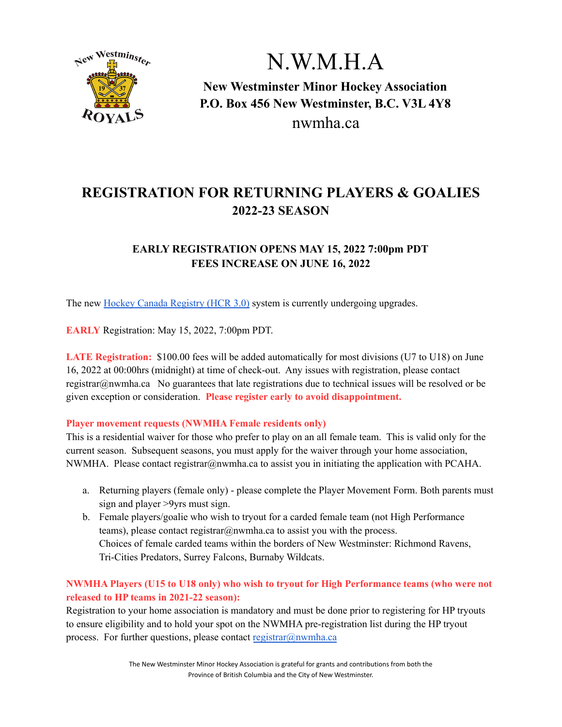# N.W.M.H.A

**New Westminster Minor Hockey Association**
**P.O. Box 456 New Westminster, B.C. V3L 4Y8**
nwmha.ca

## REGISTRATION FOR RETURNING PLAYERS & GOALIES
### 2022-23 SEASON

**EARLY REGISTRATION OPENS MAY 15, 2022 7:00pm PDT**
**FEES INCREASE ON JUNE 16, 2022**

The new Hockey Canada Registry (HCR 3.0) system is currently undergoing upgrades.

**EARLY** Registration: May 15, 2022, 7:00pm PDT.

**LATE Registration:** $100.00 fees will be added automatically for most divisions (U7 to U18) on June 16, 2022 at 00:00hrs (midnight) at time of check-out. Any issues with registration, please contact registrar@nwmha.ca No guarantees that late registrations due to technical issues will be resolved or be given exception or consideration. **Please register early to avoid disappointment.**

**Player movement requests (NWMHA Female residents only)**
This is a residential waiver for those who prefer to play on an all female team. This is valid only for the current season. Subsequent seasons, you must apply for the waiver through your home association, NWMHA. Please contact registrar@nwmha.ca to assist you in initiating the application with PCAHA.

a. Returning players (female only) - please complete the Player Movement Form. Both parents must sign and player >9yrs must sign.
b. Female players/goalie who wish to tryout for a carded female team (not High Performance teams), please contact registrar@nwmha.ca to assist you with the process.
Choices of female carded teams within the borders of New Westminster: Richmond Ravens, Tri-Cities Predators, Surrey Falcons, Burnaby Wildcats.

**NWMHA Players (U15 to U18 only) who wish to tryout for High Performance teams (who were not released to HP teams in 2021-22 season):**
Registration to your home association is mandatory and must be done prior to registering for HP tryouts to ensure eligibility and to hold your spot on the NWMHA pre-registration list during the HP tryout process. For further questions, please contact registrar@nwmha.ca

The New Westminster Minor Hockey Association is grateful for grants and contributions from both the Province of British Columbia and the City of New Westminster.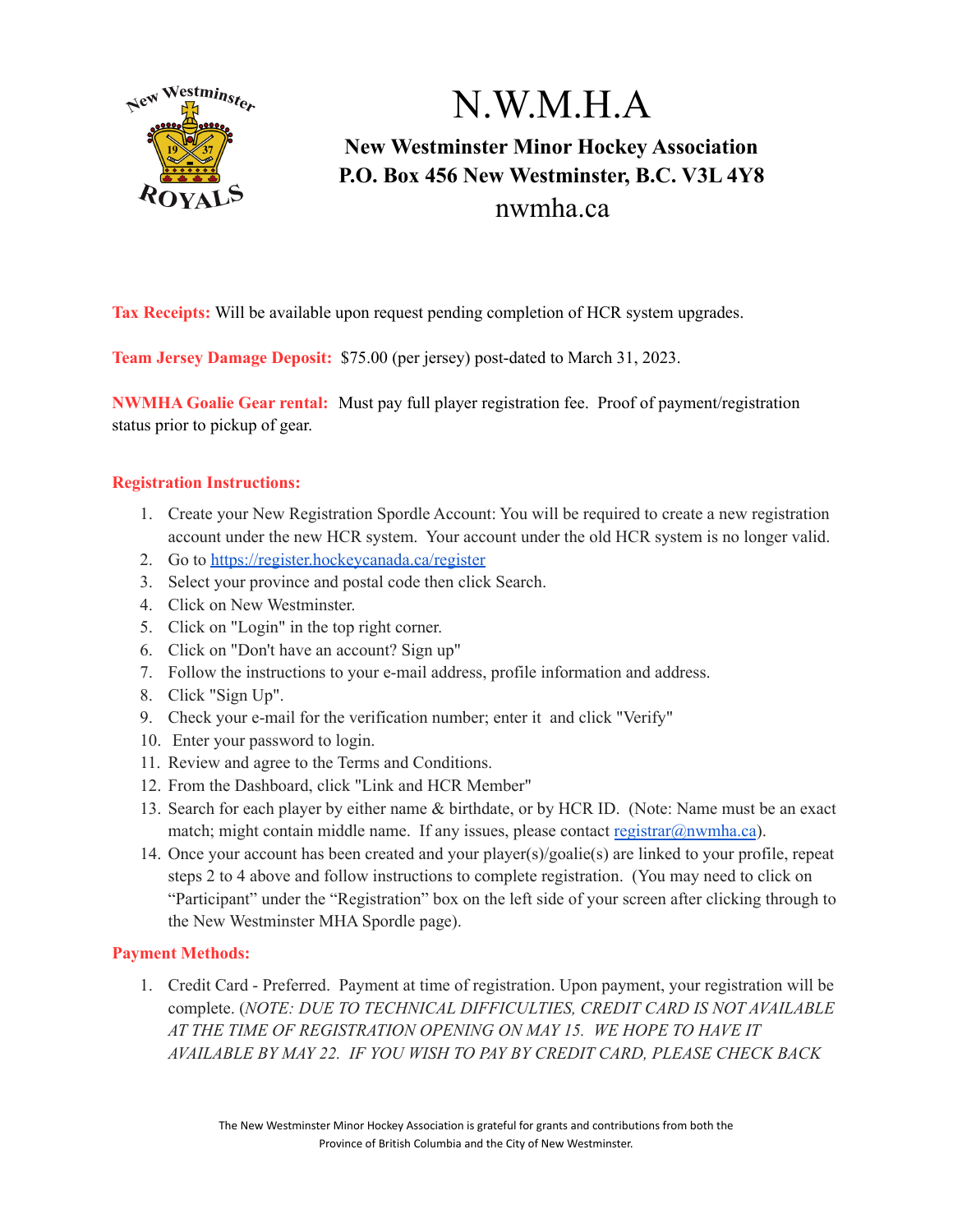# N.W.M.H.A

**New Westminster Minor Hockey Association**
**P.O. Box 456 New Westminster, B.C. V3L 4Y8**
nwmha.ca

**Tax Receipts:** Will be available upon request pending completion of HCR system upgrades.

**Team Jersey Damage Deposit:** $75.00 (per jersey) post-dated to March 31, 2023.

**NWMHA Goalie Gear rental:** Must pay full player registration fee. Proof of payment/registration status prior to pickup of gear.

**Registration Instructions:**

1. Create your New Registration Spordle Account: You will be required to create a new registration account under the new HCR system. Your account under the old HCR system is no longer valid.
2. Go to https://register.hockeycanada.ca/register
3. Select your province and postal code then click Search.
4. Click on New Westminster.
5. Click on "Login" in the top right corner.
6. Click on "Don't have an account? Sign up"
7. Follow the instructions to your e-mail address, profile information and address.
8. Click "Sign Up".
9. Check your e-mail for the verification number; enter it and click "Verify"
10. Enter your password to login.
11. Review and agree to the Terms and Conditions.
12. From the Dashboard, click "Link and HCR Member"
13. Search for each player by either name & birthdate, or by HCR ID. (Note: Name must be an exact match; might contain middle name. If any issues, please contact registrar@nwmha.ca).
14. Once your account has been created and your player(s)/goalie(s) are linked to your profile, repeat steps 2 to 4 above and follow instructions to complete registration. (You may need to click on "Participant" under the "Registration" box on the left side of your screen after clicking through to the New Westminster MHA Spordle page).

**Payment Methods:**

1. Credit Card - Preferred. Payment at time of registration. Upon payment, your registration will be complete. (*NOTE: DUE TO TECHNICAL DIFFICULTIES, CREDIT CARD IS NOT AVAILABLE AT THE TIME OF REGISTRATION OPENING ON MAY 15. WE HOPE TO HAVE IT AVAILABLE BY MAY 22. IF YOU WISH TO PAY BY CREDIT CARD, PLEASE CHECK BACK*

The New Westminster Minor Hockey Association is grateful for grants and contributions from both the Province of British Columbia and the City of New Westminster.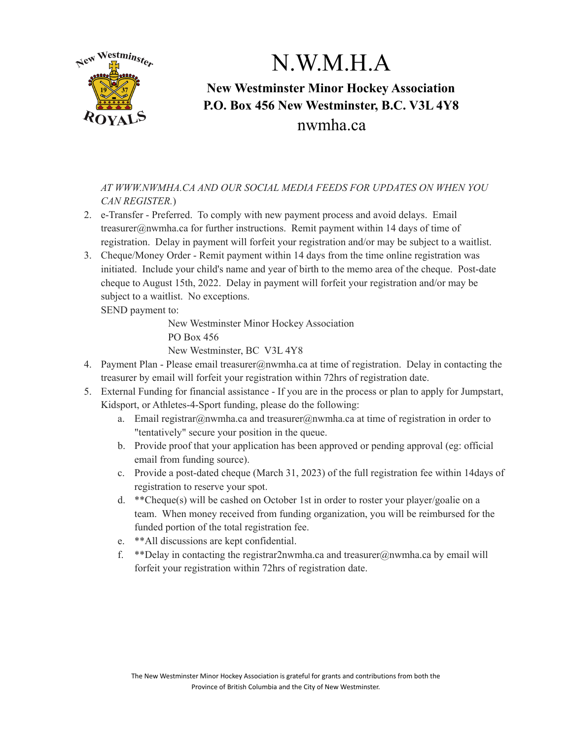# N.W.M.H.A

**New Westminster Minor Hockey Association**
**P.O. Box 456 New Westminster, B.C. V3L 4Y8**
nwmha.ca

*AT WWW.NWMHA.CA AND OUR SOCIAL MEDIA FEEDS FOR UPDATES ON WHEN YOU CAN REGISTER.*)

2. e-Transfer - Preferred. To comply with new payment process and avoid delays. Email treasurer@nwmha.ca for further instructions. Remit payment within 14 days of time of registration. Delay in payment will forfeit your registration and/or may be subject to a waitlist.
3. Cheque/Money Order - Remit payment within 14 days from the time online registration was initiated. Include your child's name and year of birth to the memo area of the cheque. Post-date cheque to August 15th, 2022. Delay in payment will forfeit your registration and/or may be subject to a waitlist. No exceptions.
   SEND payment to:
   
   New Westminster Minor Hockey Association
   PO Box 456
   New Westminster, BC V3L 4Y8
4. Payment Plan - Please email treasurer@nwmha.ca at time of registration. Delay in contacting the treasurer by email will forfeit your registration within 72hrs of registration date.
5. External Funding for financial assistance - If you are in the process or plan to apply for Jumpstart, Kidsport, or Athletes-4-Sport funding, please do the following:
   a. Email registrar@nwmha.ca and treasurer@nwmha.ca at time of registration in order to "tentatively" secure your position in the queue.
   b. Provide proof that your application has been approved or pending approval (eg: official email from funding source).
   c. Provide a post-dated cheque (March 31, 2023) of the full registration fee within 14days of registration to reserve your spot.
   d. **Cheque(s) will be cashed on October 1st in order to roster your player/goalie on a team. When money received from funding organization, you will be reimbursed for the funded portion of the total registration fee.
   e. **All discussions are kept confidential.
   f. **Delay in contacting the registrar2nwmha.ca and treasurer@nwmha.ca by email will forfeit your registration within 72hrs of registration date.

The New Westminster Minor Hockey Association is grateful for grants and contributions from both the Province of British Columbia and the City of New Westminster.